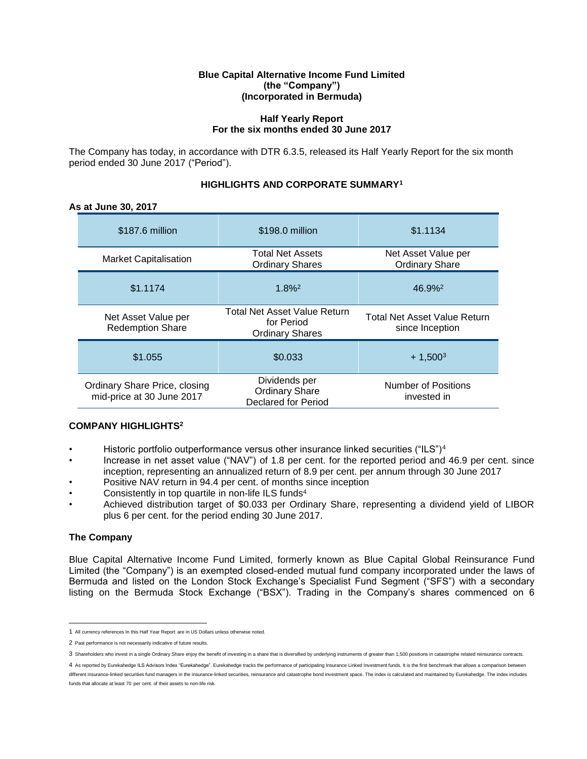**Blue Capital Alternative Income Fund Limited**
**(the "Company")**
**(Incorporated in Bermuda)**

**Half Yearly Report**
**For the six months ended 30 June 2017**

The Company has today, in accordance with DTR 6.3.5, released its Half Yearly Report for the six month period ended 30 June 2017 ("Period").

## HIGHLIGHTS AND CORPORATE SUMMARY[1]

**As at June 30, 2017**

| $187.6 million | $198.0 million | $1.1134 |
|---|---|---|
| Market Capitalisation | Total Net Assets Ordinary Shares | Net Asset Value per Ordinary Share |
| $1.1174 | 1.8%[2] | 46.9%[2] |
| Net Asset Value per Redemption Share | Total Net Asset Value Return for Period Ordinary Shares | Total Net Asset Value Return since Inception |
| $1.055 | $0.033 | + 1,500[3] |
| Ordinary Share Price, closing mid-price at 30 June 2017 | Dividends per Ordinary Share Declared for Period | Number of Positions invested in |

### COMPANY HIGHLIGHTS[2]

- Historic portfolio outperformance versus other insurance linked securities ("ILS")[4]
- Increase in net asset value ("NAV") of 1.8 per cent. for the reported period and 46.9 per cent. since inception, representing an annualized return of 8.9 per cent. per annum through 30 June 2017
- Positive NAV return in 94.4 per cent. of months since inception
- Consistently in top quartile in non-life ILS funds[4]
- Achieved distribution target of $0.033 per Ordinary Share, representing a dividend yield of LIBOR plus 6 per cent. for the period ending 30 June 2017.

### The Company

Blue Capital Alternative Income Fund Limited, formerly known as Blue Capital Global Reinsurance Fund Limited (the "Company") is an exempted closed-ended mutual fund company incorporated under the laws of Bermuda and listed on the London Stock Exchange's Specialist Fund Segment ("SFS") with a secondary listing on the Bermuda Stock Exchange ("BSX"). Trading in the Company's shares commenced on 6

---

1 All currency references In this Half Year Report are in US Dollars unless otherwise noted.

2 Past performance is not necessarily indicative of future results.

3 Shareholders who invest in a single Ordinary Share enjoy the benefit of investing in a share that is diversified by underlying instruments of greater than 1,500 positions in catastrophe related reinsurance contracts.

4 As reported by Eurekahedge ILS Advisors Index "Eurekahedge". Eurekahedge tracks the performance of participating Insurance Linked Investment funds. It is the first benchmark that allows a comparison between different insurance-linked securities fund managers in the insurance-linked securities, reinsurance and catastrophe bond investment space. The index is calculated and maintained by Eurekahedge. The index includes funds that allocate at least 70 per cent. of their assets to non-life risk.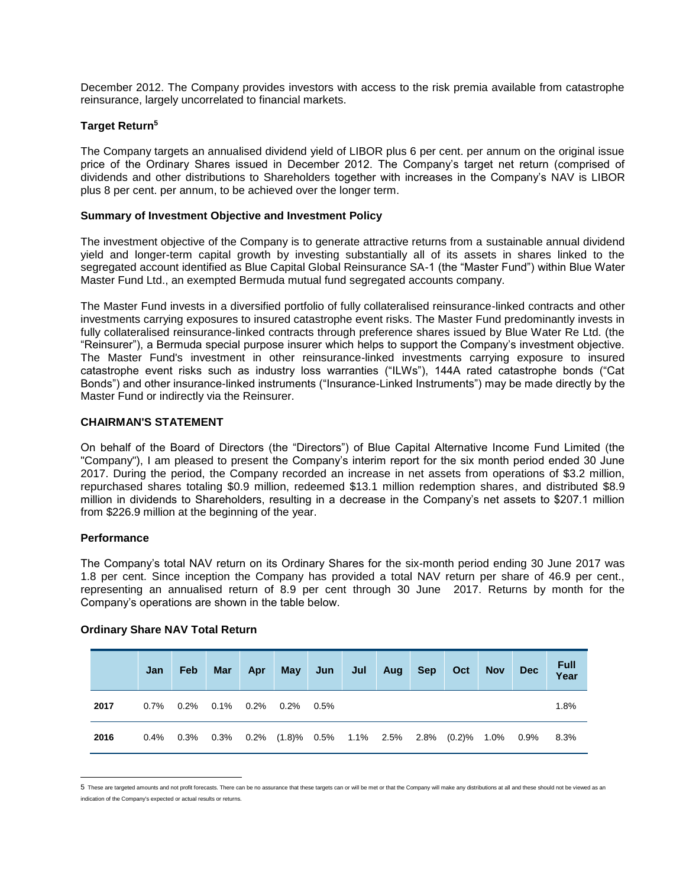December 2012. The Company provides investors with access to the risk premia available from catastrophe reinsurance, largely uncorrelated to financial markets.

### Target Return[5]

The Company targets an annualised dividend yield of LIBOR plus 6 per cent. per annum on the original issue price of the Ordinary Shares issued in December 2012. The Company's target net return (comprised of dividends and other distributions to Shareholders together with increases in the Company's NAV is LIBOR plus 8 per cent. per annum, to be achieved over the longer term.

### Summary of Investment Objective and Investment Policy

The investment objective of the Company is to generate attractive returns from a sustainable annual dividend yield and longer-term capital growth by investing substantially all of its assets in shares linked to the segregated account identified as Blue Capital Global Reinsurance SA-1 (the "Master Fund") within Blue Water Master Fund Ltd., an exempted Bermuda mutual fund segregated accounts company.

The Master Fund invests in a diversified portfolio of fully collateralised reinsurance-linked contracts and other investments carrying exposures to insured catastrophe event risks. The Master Fund predominantly invests in fully collateralised reinsurance-linked contracts through preference shares issued by Blue Water Re Ltd. (the "Reinsurer"), a Bermuda special purpose insurer which helps to support the Company's investment objective. The Master Fund's investment in other reinsurance-linked investments carrying exposure to insured catastrophe event risks such as industry loss warranties ("ILWs"), 144A rated catastrophe bonds ("Cat Bonds") and other insurance-linked instruments ("Insurance-Linked Instruments") may be made directly by the Master Fund or indirectly via the Reinsurer.

### CHAIRMAN'S STATEMENT

On behalf of the Board of Directors (the "Directors") of Blue Capital Alternative Income Fund Limited (the "Company"), I am pleased to present the Company's interim report for the six month period ended 30 June 2017. During the period, the Company recorded an increase in net assets from operations of $3.2 million, repurchased shares totaling $0.9 million, redeemed $13.1 million redemption shares, and distributed $8.9 million in dividends to Shareholders, resulting in a decrease in the Company's net assets to $207.1 million from $226.9 million at the beginning of the year.

### Performance

The Company's total NAV return on its Ordinary Shares for the six-month period ending 30 June 2017 was 1.8 per cent. Since inception the Company has provided a total NAV return per share of 46.9 per cent., representing an annualised return of 8.9 per cent through 30 June 2017. Returns by month for the Company's operations are shown in the table below.

### Ordinary Share NAV Total Return

| | Jan | Feb | Mar | Apr | May | Jun | Jul | Aug | Sep | Oct | Nov | Dec | Full Year |
|---|---|---|---|---|---|---|---|---|---|---|---|---|---|
| **2017** | 0.7% | 0.2% | 0.1% | 0.2% | 0.2% | 0.5% | | | | | | | 1.8% |
| **2016** | 0.4% | 0.3% | 0.3% | 0.2% | (1.8)% | 0.5% | 1.1% | 2.5% | 2.8% | (0.2)% | 1.0% | 0.9% | 8.3% |

---

5 These are targeted amounts and not profit forecasts. There can be no assurance that these targets can or will be met or that the Company will make any distributions at all and these should not be viewed as an indication of the Company's expected or actual results or returns.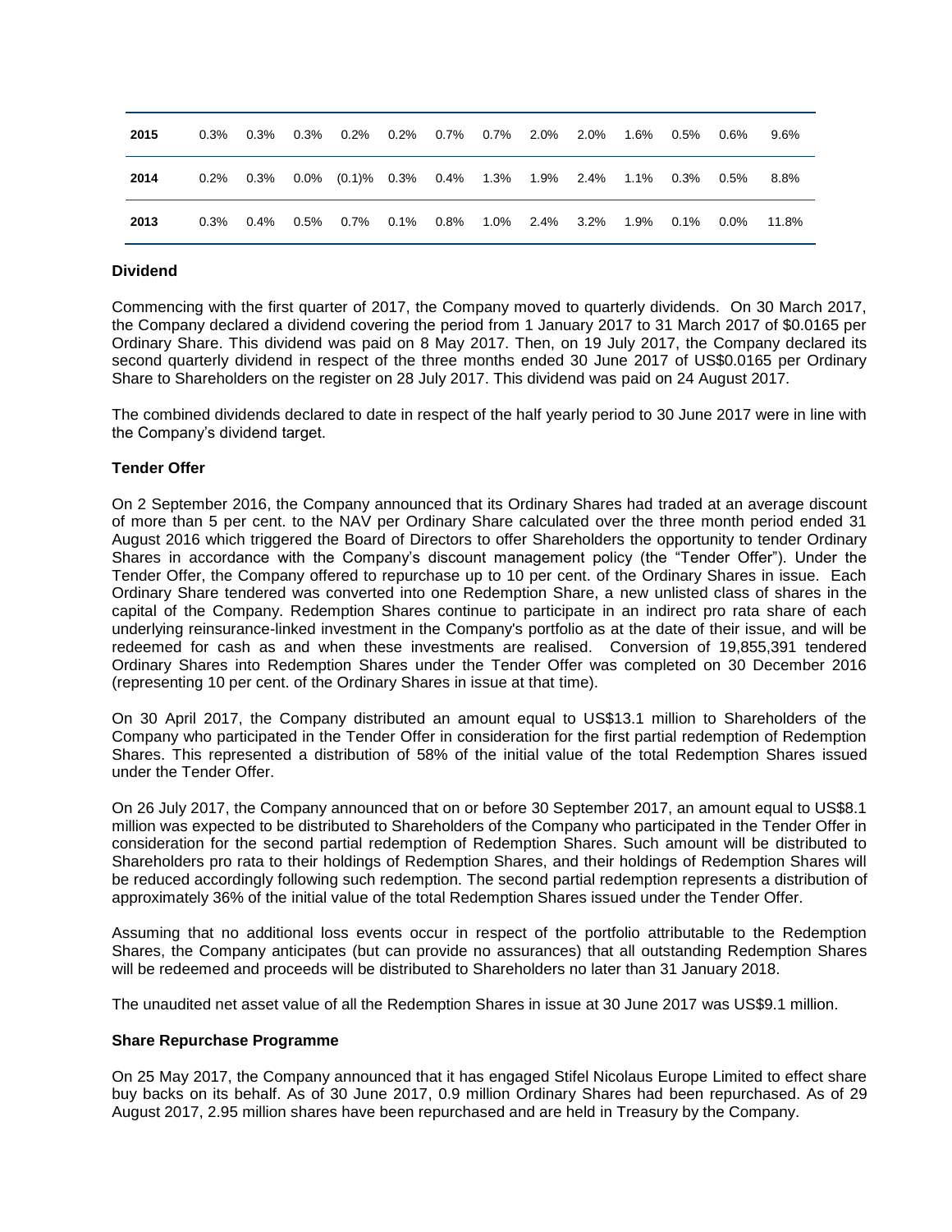| 2015 | 0.3% | 0.3% | 0.3% | 0.2% | 0.2% | 0.7% | 0.7% | 2.0% | 2.0% | 1.6% | 0.5% | 0.6% | 9.6% |
|---|---|---|---|---|---|---|---|---|---|---|---|---|---|
| **2014** | 0.2% | 0.3% | 0.0% | (0.1)% | 0.3% | 0.4% | 1.3% | 1.9% | 2.4% | 1.1% | 0.3% | 0.5% | 8.8% |
| **2013** | 0.3% | 0.4% | 0.5% | 0.7% | 0.1% | 0.8% | 1.0% | 2.4% | 3.2% | 1.9% | 0.1% | 0.0% | 11.8% |

**Dividend**

Commencing with the first quarter of 2017, the Company moved to quarterly dividends. On 30 March 2017, the Company declared a dividend covering the period from 1 January 2017 to 31 March 2017 of $0.0165 per Ordinary Share. This dividend was paid on 8 May 2017. Then, on 19 July 2017, the Company declared its second quarterly dividend in respect of the three months ended 30 June 2017 of US$0.0165 per Ordinary Share to Shareholders on the register on 28 July 2017. This dividend was paid on 24 August 2017.

The combined dividends declared to date in respect of the half yearly period to 30 June 2017 were in line with the Company's dividend target.

**Tender Offer**

On 2 September 2016, the Company announced that its Ordinary Shares had traded at an average discount of more than 5 per cent. to the NAV per Ordinary Share calculated over the three month period ended 31 August 2016 which triggered the Board of Directors to offer Shareholders the opportunity to tender Ordinary Shares in accordance with the Company's discount management policy (the "Tender Offer"). Under the Tender Offer, the Company offered to repurchase up to 10 per cent. of the Ordinary Shares in issue. Each Ordinary Share tendered was converted into one Redemption Share, a new unlisted class of shares in the capital of the Company. Redemption Shares continue to participate in an indirect pro rata share of each underlying reinsurance-linked investment in the Company's portfolio as at the date of their issue, and will be redeemed for cash as and when these investments are realised. Conversion of 19,855,391 tendered Ordinary Shares into Redemption Shares under the Tender Offer was completed on 30 December 2016 (representing 10 per cent. of the Ordinary Shares in issue at that time).

On 30 April 2017, the Company distributed an amount equal to US$13.1 million to Shareholders of the Company who participated in the Tender Offer in consideration for the first partial redemption of Redemption Shares. This represented a distribution of 58% of the initial value of the total Redemption Shares issued under the Tender Offer.

On 26 July 2017, the Company announced that on or before 30 September 2017, an amount equal to US$8.1 million was expected to be distributed to Shareholders of the Company who participated in the Tender Offer in consideration for the second partial redemption of Redemption Shares. Such amount will be distributed to Shareholders pro rata to their holdings of Redemption Shares, and their holdings of Redemption Shares will be reduced accordingly following such redemption. The second partial redemption represents a distribution of approximately 36% of the initial value of the total Redemption Shares issued under the Tender Offer.

Assuming that no additional loss events occur in respect of the portfolio attributable to the Redemption Shares, the Company anticipates (but can provide no assurances) that all outstanding Redemption Shares will be redeemed and proceeds will be distributed to Shareholders no later than 31 January 2018.

The unaudited net asset value of all the Redemption Shares in issue at 30 June 2017 was US$9.1 million.

**Share Repurchase Programme**

On 25 May 2017, the Company announced that it has engaged Stifel Nicolaus Europe Limited to effect share buy backs on its behalf. As of 30 June 2017, 0.9 million Ordinary Shares had been repurchased. As of 29 August 2017, 2.95 million shares have been repurchased and are held in Treasury by the Company.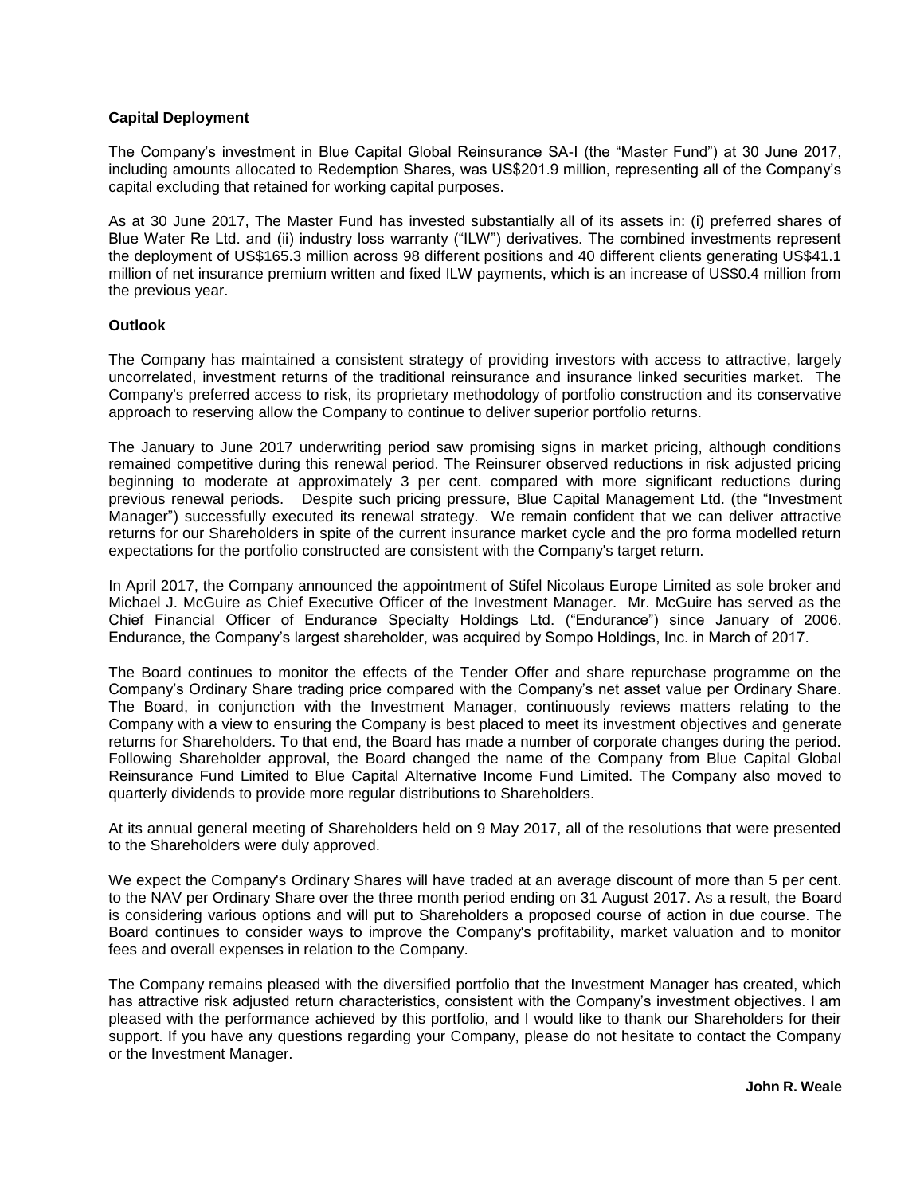**Capital Deployment**

The Company's investment in Blue Capital Global Reinsurance SA-I (the "Master Fund") at 30 June 2017, including amounts allocated to Redemption Shares, was US$201.9 million, representing all of the Company's capital excluding that retained for working capital purposes.

As at 30 June 2017, The Master Fund has invested substantially all of its assets in: (i) preferred shares of Blue Water Re Ltd. and (ii) industry loss warranty ("ILW") derivatives. The combined investments represent the deployment of US$165.3 million across 98 different positions and 40 different clients generating US$41.1 million of net insurance premium written and fixed ILW payments, which is an increase of US$0.4 million from the previous year.

**Outlook**

The Company has maintained a consistent strategy of providing investors with access to attractive, largely uncorrelated, investment returns of the traditional reinsurance and insurance linked securities market. The Company's preferred access to risk, its proprietary methodology of portfolio construction and its conservative approach to reserving allow the Company to continue to deliver superior portfolio returns.

The January to June 2017 underwriting period saw promising signs in market pricing, although conditions remained competitive during this renewal period. The Reinsurer observed reductions in risk adjusted pricing beginning to moderate at approximately 3 per cent. compared with more significant reductions during previous renewal periods. Despite such pricing pressure, Blue Capital Management Ltd. (the "Investment Manager") successfully executed its renewal strategy. We remain confident that we can deliver attractive returns for our Shareholders in spite of the current insurance market cycle and the pro forma modelled return expectations for the portfolio constructed are consistent with the Company's target return.

In April 2017, the Company announced the appointment of Stifel Nicolaus Europe Limited as sole broker and Michael J. McGuire as Chief Executive Officer of the Investment Manager. Mr. McGuire has served as the Chief Financial Officer of Endurance Specialty Holdings Ltd. ("Endurance") since January of 2006. Endurance, the Company's largest shareholder, was acquired by Sompo Holdings, Inc. in March of 2017.

The Board continues to monitor the effects of the Tender Offer and share repurchase programme on the Company's Ordinary Share trading price compared with the Company's net asset value per Ordinary Share. The Board, in conjunction with the Investment Manager, continuously reviews matters relating to the Company with a view to ensuring the Company is best placed to meet its investment objectives and generate returns for Shareholders. To that end, the Board has made a number of corporate changes during the period. Following Shareholder approval, the Board changed the name of the Company from Blue Capital Global Reinsurance Fund Limited to Blue Capital Alternative Income Fund Limited. The Company also moved to quarterly dividends to provide more regular distributions to Shareholders.

At its annual general meeting of Shareholders held on 9 May 2017, all of the resolutions that were presented to the Shareholders were duly approved.

We expect the Company's Ordinary Shares will have traded at an average discount of more than 5 per cent. to the NAV per Ordinary Share over the three month period ending on 31 August 2017. As a result, the Board is considering various options and will put to Shareholders a proposed course of action in due course. The Board continues to consider ways to improve the Company's profitability, market valuation and to monitor fees and overall expenses in relation to the Company.

The Company remains pleased with the diversified portfolio that the Investment Manager has created, which has attractive risk adjusted return characteristics, consistent with the Company's investment objectives. I am pleased with the performance achieved by this portfolio, and I would like to thank our Shareholders for their support. If you have any questions regarding your Company, please do not hesitate to contact the Company or the Investment Manager.

**John R. Weale**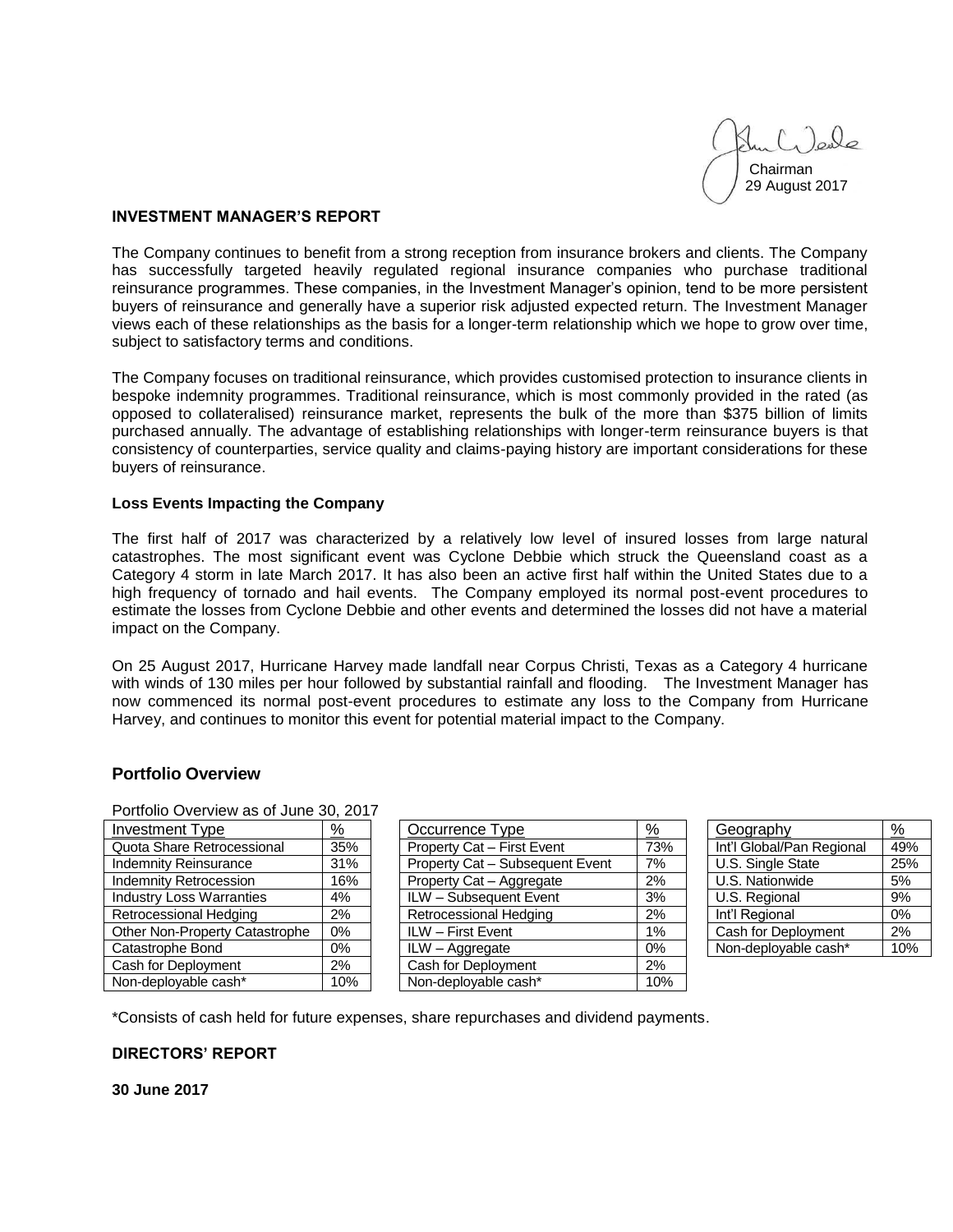Chairman
29 August 2017

**INVESTMENT MANAGER'S REPORT**

The Company continues to benefit from a strong reception from insurance brokers and clients. The Company has successfully targeted heavily regulated regional insurance companies who purchase traditional reinsurance programmes. These companies, in the Investment Manager's opinion, tend to be more persistent buyers of reinsurance and generally have a superior risk adjusted expected return. The Investment Manager views each of these relationships as the basis for a longer-term relationship which we hope to grow over time, subject to satisfactory terms and conditions.

The Company focuses on traditional reinsurance, which provides customised protection to insurance clients in bespoke indemnity programmes. Traditional reinsurance, which is most commonly provided in the rated (as opposed to collateralised) reinsurance market, represents the bulk of the more than $375 billion of limits purchased annually. The advantage of establishing relationships with longer-term reinsurance buyers is that consistency of counterparties, service quality and claims-paying history are important considerations for these buyers of reinsurance.

**Loss Events Impacting the Company**

The first half of 2017 was characterized by a relatively low level of insured losses from large natural catastrophes. The most significant event was Cyclone Debbie which struck the Queensland coast as a Category 4 storm in late March 2017. It has also been an active first half within the United States due to a high frequency of tornado and hail events. The Company employed its normal post-event procedures to estimate the losses from Cyclone Debbie and other events and determined the losses did not have a material impact on the Company.

On 25 August 2017, Hurricane Harvey made landfall near Corpus Christi, Texas as a Category 4 hurricane with winds of 130 miles per hour followed by substantial rainfall and flooding. The Investment Manager has now commenced its normal post-event procedures to estimate any loss to the Company from Hurricane Harvey, and continues to monitor this event for potential material impact to the Company.

## Portfolio Overview

Portfolio Overview as of June 30, 2017

| Investment Type | % |
|---|---|
| Quota Share Retrocessional | 35% |
| Indemnity Reinsurance | 31% |
| Indemnity Retrocession | 16% |
| Industry Loss Warranties | 4% |
| Retrocessional Hedging | 2% |
| Other Non-Property Catastrophe | 0% |
| Catastrophe Bond | 0% |
| Cash for Deployment | 2% |
| Non-deployable cash* | 10% |

| Occurrence Type | % |
|---|---|
| Property Cat – First Event | 73% |
| Property Cat – Subsequent Event | 7% |
| Property Cat – Aggregate | 2% |
| ILW – Subsequent Event | 3% |
| Retrocessional Hedging | 2% |
| ILW – First Event | 1% |
| ILW – Aggregate | 0% |
| Cash for Deployment | 2% |
| Non-deployable cash* | 10% |

| Geography | % |
|---|---|
| Int'l Global/Pan Regional | 49% |
| U.S. Single State | 25% |
| U.S. Nationwide | 5% |
| U.S. Regional | 9% |
| Int'l Regional | 0% |
| Cash for Deployment | 2% |
| Non-deployable cash* | 10% |

*Consists of cash held for future expenses, share repurchases and dividend payments.

**DIRECTORS' REPORT**

**30 June 2017**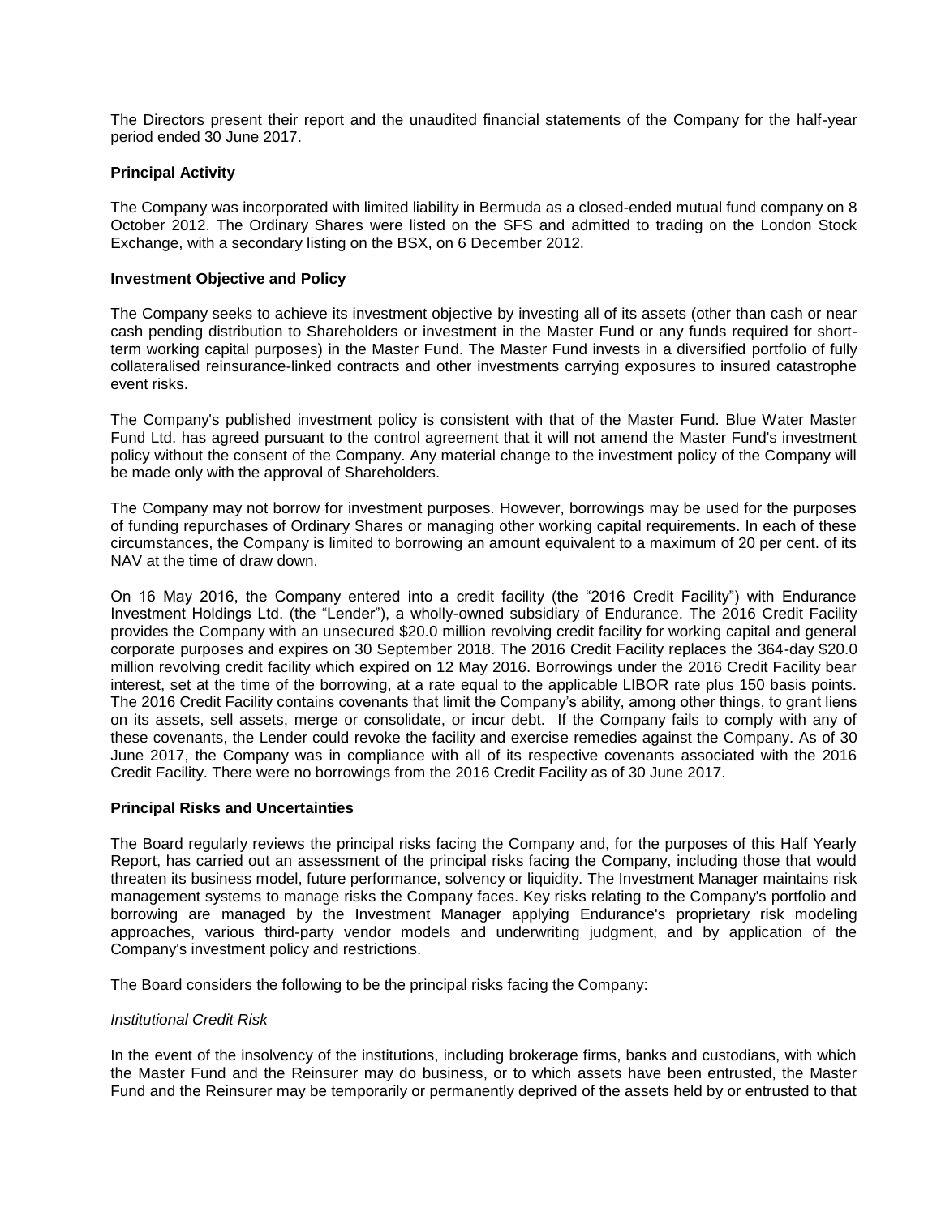The Directors present their report and the unaudited financial statements of the Company for the half-year period ended 30 June 2017.

**Principal Activity**

The Company was incorporated with limited liability in Bermuda as a closed-ended mutual fund company on 8 October 2012. The Ordinary Shares were listed on the SFS and admitted to trading on the London Stock Exchange, with a secondary listing on the BSX, on 6 December 2012.

**Investment Objective and Policy**

The Company seeks to achieve its investment objective by investing all of its assets (other than cash or near cash pending distribution to Shareholders or investment in the Master Fund or any funds required for short-term working capital purposes) in the Master Fund. The Master Fund invests in a diversified portfolio of fully collateralised reinsurance-linked contracts and other investments carrying exposures to insured catastrophe event risks.

The Company's published investment policy is consistent with that of the Master Fund. Blue Water Master Fund Ltd. has agreed pursuant to the control agreement that it will not amend the Master Fund's investment policy without the consent of the Company. Any material change to the investment policy of the Company will be made only with the approval of Shareholders.

The Company may not borrow for investment purposes. However, borrowings may be used for the purposes of funding repurchases of Ordinary Shares or managing other working capital requirements. In each of these circumstances, the Company is limited to borrowing an amount equivalent to a maximum of 20 per cent. of its NAV at the time of draw down.

On 16 May 2016, the Company entered into a credit facility (the "2016 Credit Facility") with Endurance Investment Holdings Ltd. (the "Lender"), a wholly-owned subsidiary of Endurance. The 2016 Credit Facility provides the Company with an unsecured $20.0 million revolving credit facility for working capital and general corporate purposes and expires on 30 September 2018. The 2016 Credit Facility replaces the 364-day $20.0 million revolving credit facility which expired on 12 May 2016. Borrowings under the 2016 Credit Facility bear interest, set at the time of the borrowing, at a rate equal to the applicable LIBOR rate plus 150 basis points. The 2016 Credit Facility contains covenants that limit the Company's ability, among other things, to grant liens on its assets, sell assets, merge or consolidate, or incur debt. If the Company fails to comply with any of these covenants, the Lender could revoke the facility and exercise remedies against the Company. As of 30 June 2017, the Company was in compliance with all of its respective covenants associated with the 2016 Credit Facility. There were no borrowings from the 2016 Credit Facility as of 30 June 2017.

**Principal Risks and Uncertainties**

The Board regularly reviews the principal risks facing the Company and, for the purposes of this Half Yearly Report, has carried out an assessment of the principal risks facing the Company, including those that would threaten its business model, future performance, solvency or liquidity. The Investment Manager maintains risk management systems to manage risks the Company faces. Key risks relating to the Company's portfolio and borrowing are managed by the Investment Manager applying Endurance's proprietary risk modeling approaches, various third-party vendor models and underwriting judgment, and by application of the Company's investment policy and restrictions.

The Board considers the following to be the principal risks facing the Company:

*Institutional Credit Risk*

In the event of the insolvency of the institutions, including brokerage firms, banks and custodians, with which the Master Fund and the Reinsurer may do business, or to which assets have been entrusted, the Master Fund and the Reinsurer may be temporarily or permanently deprived of the assets held by or entrusted to that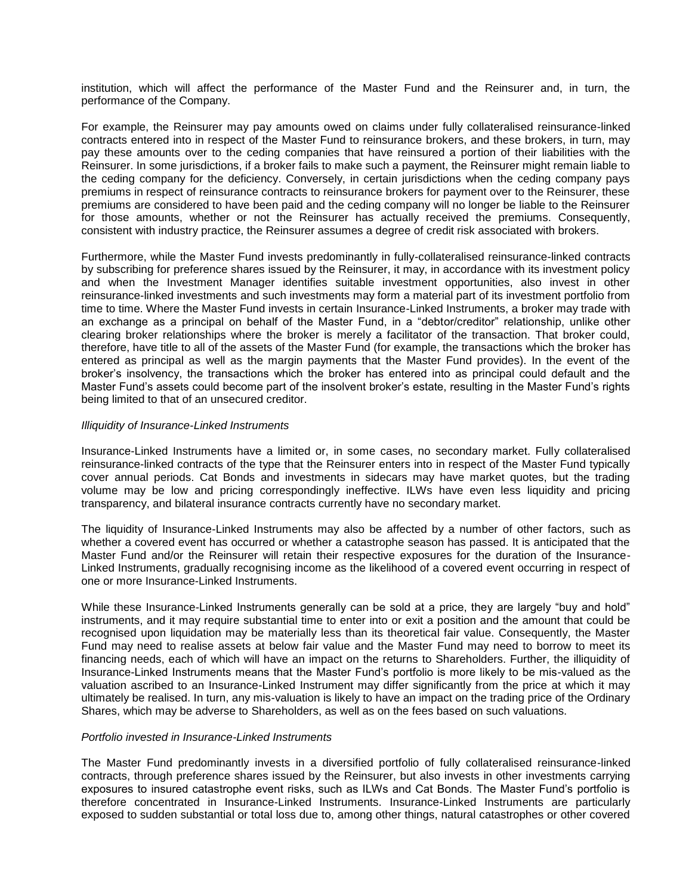institution, which will affect the performance of the Master Fund and the Reinsurer and, in turn, the performance of the Company.

For example, the Reinsurer may pay amounts owed on claims under fully collateralised reinsurance-linked contracts entered into in respect of the Master Fund to reinsurance brokers, and these brokers, in turn, may pay these amounts over to the ceding companies that have reinsured a portion of their liabilities with the Reinsurer. In some jurisdictions, if a broker fails to make such a payment, the Reinsurer might remain liable to the ceding company for the deficiency. Conversely, in certain jurisdictions when the ceding company pays premiums in respect of reinsurance contracts to reinsurance brokers for payment over to the Reinsurer, these premiums are considered to have been paid and the ceding company will no longer be liable to the Reinsurer for those amounts, whether or not the Reinsurer has actually received the premiums. Consequently, consistent with industry practice, the Reinsurer assumes a degree of credit risk associated with brokers.

Furthermore, while the Master Fund invests predominantly in fully-collateralised reinsurance-linked contracts by subscribing for preference shares issued by the Reinsurer, it may, in accordance with its investment policy and when the Investment Manager identifies suitable investment opportunities, also invest in other reinsurance-linked investments and such investments may form a material part of its investment portfolio from time to time. Where the Master Fund invests in certain Insurance-Linked Instruments, a broker may trade with an exchange as a principal on behalf of the Master Fund, in a "debtor/creditor" relationship, unlike other clearing broker relationships where the broker is merely a facilitator of the transaction. That broker could, therefore, have title to all of the assets of the Master Fund (for example, the transactions which the broker has entered as principal as well as the margin payments that the Master Fund provides). In the event of the broker's insolvency, the transactions which the broker has entered into as principal could default and the Master Fund's assets could become part of the insolvent broker's estate, resulting in the Master Fund's rights being limited to that of an unsecured creditor.

*Illiquidity of Insurance-Linked Instruments*

Insurance-Linked Instruments have a limited or, in some cases, no secondary market. Fully collateralised reinsurance-linked contracts of the type that the Reinsurer enters into in respect of the Master Fund typically cover annual periods. Cat Bonds and investments in sidecars may have market quotes, but the trading volume may be low and pricing correspondingly ineffective. ILWs have even less liquidity and pricing transparency, and bilateral insurance contracts currently have no secondary market.

The liquidity of Insurance-Linked Instruments may also be affected by a number of other factors, such as whether a covered event has occurred or whether a catastrophe season has passed. It is anticipated that the Master Fund and/or the Reinsurer will retain their respective exposures for the duration of the Insurance-Linked Instruments, gradually recognising income as the likelihood of a covered event occurring in respect of one or more Insurance-Linked Instruments.

While these Insurance-Linked Instruments generally can be sold at a price, they are largely "buy and hold" instruments, and it may require substantial time to enter into or exit a position and the amount that could be recognised upon liquidation may be materially less than its theoretical fair value. Consequently, the Master Fund may need to realise assets at below fair value and the Master Fund may need to borrow to meet its financing needs, each of which will have an impact on the returns to Shareholders. Further, the illiquidity of Insurance-Linked Instruments means that the Master Fund's portfolio is more likely to be mis-valued as the valuation ascribed to an Insurance-Linked Instrument may differ significantly from the price at which it may ultimately be realised. In turn, any mis-valuation is likely to have an impact on the trading price of the Ordinary Shares, which may be adverse to Shareholders, as well as on the fees based on such valuations.

*Portfolio invested in Insurance-Linked Instruments*

The Master Fund predominantly invests in a diversified portfolio of fully collateralised reinsurance-linked contracts, through preference shares issued by the Reinsurer, but also invests in other investments carrying exposures to insured catastrophe event risks, such as ILWs and Cat Bonds. The Master Fund's portfolio is therefore concentrated in Insurance-Linked Instruments. Insurance-Linked Instruments are particularly exposed to sudden substantial or total loss due to, among other things, natural catastrophes or other covered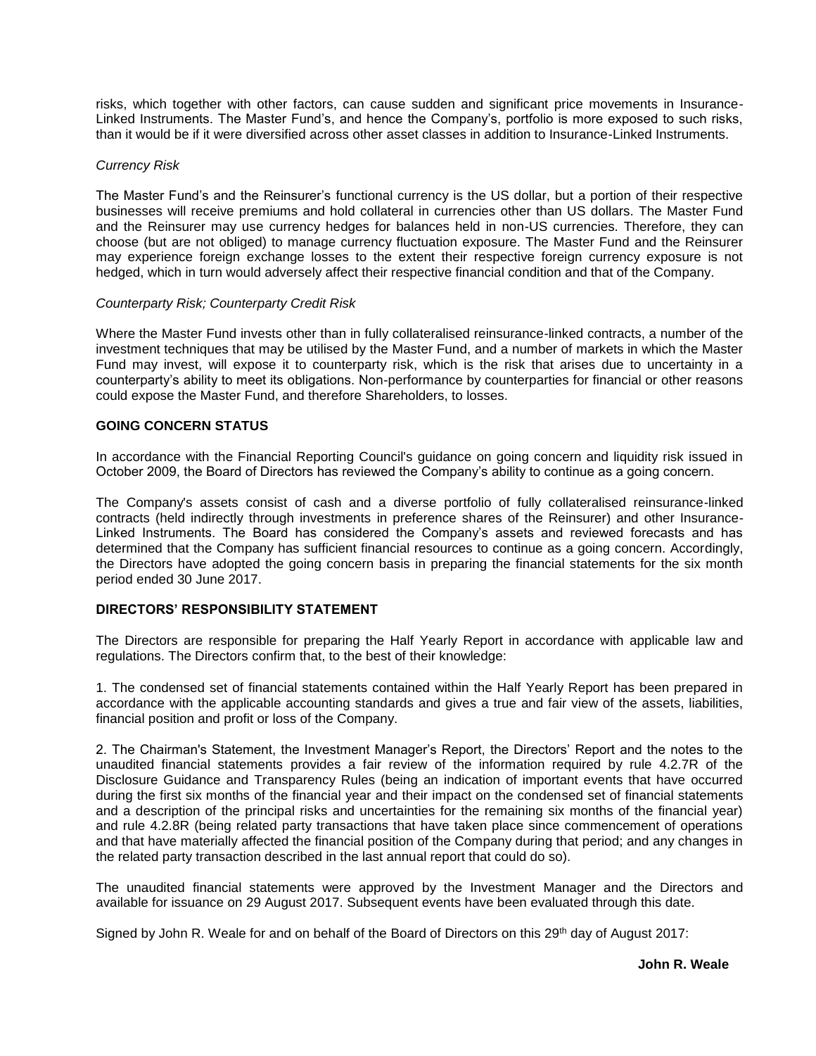risks, which together with other factors, can cause sudden and significant price movements in Insurance-Linked Instruments. The Master Fund's, and hence the Company's, portfolio is more exposed to such risks, than it would be if it were diversified across other asset classes in addition to Insurance-Linked Instruments.

*Currency Risk*

The Master Fund's and the Reinsurer's functional currency is the US dollar, but a portion of their respective businesses will receive premiums and hold collateral in currencies other than US dollars. The Master Fund and the Reinsurer may use currency hedges for balances held in non-US currencies. Therefore, they can choose (but are not obliged) to manage currency fluctuation exposure. The Master Fund and the Reinsurer may experience foreign exchange losses to the extent their respective foreign currency exposure is not hedged, which in turn would adversely affect their respective financial condition and that of the Company.

*Counterparty Risk; Counterparty Credit Risk*

Where the Master Fund invests other than in fully collateralised reinsurance-linked contracts, a number of the investment techniques that may be utilised by the Master Fund, and a number of markets in which the Master Fund may invest, will expose it to counterparty risk, which is the risk that arises due to uncertainty in a counterparty's ability to meet its obligations. Non-performance by counterparties for financial or other reasons could expose the Master Fund, and therefore Shareholders, to losses.

**GOING CONCERN STATUS**

In accordance with the Financial Reporting Council's guidance on going concern and liquidity risk issued in October 2009, the Board of Directors has reviewed the Company's ability to continue as a going concern.

The Company's assets consist of cash and a diverse portfolio of fully collateralised reinsurance-linked contracts (held indirectly through investments in preference shares of the Reinsurer) and other Insurance-Linked Instruments. The Board has considered the Company's assets and reviewed forecasts and has determined that the Company has sufficient financial resources to continue as a going concern. Accordingly, the Directors have adopted the going concern basis in preparing the financial statements for the six month period ended 30 June 2017.

**DIRECTORS' RESPONSIBILITY STATEMENT**

The Directors are responsible for preparing the Half Yearly Report in accordance with applicable law and regulations. The Directors confirm that, to the best of their knowledge:

1. The condensed set of financial statements contained within the Half Yearly Report has been prepared in accordance with the applicable accounting standards and gives a true and fair view of the assets, liabilities, financial position and profit or loss of the Company.

2. The Chairman's Statement, the Investment Manager's Report, the Directors' Report and the notes to the unaudited financial statements provides a fair review of the information required by rule 4.2.7R of the Disclosure Guidance and Transparency Rules (being an indication of important events that have occurred during the first six months of the financial year and their impact on the condensed set of financial statements and a description of the principal risks and uncertainties for the remaining six months of the financial year) and rule 4.2.8R (being related party transactions that have taken place since commencement of operations and that have materially affected the financial position of the Company during that period; and any changes in the related party transaction described in the last annual report that could do so).

The unaudited financial statements were approved by the Investment Manager and the Directors and available for issuance on 29 August 2017. Subsequent events have been evaluated through this date.

Signed by John R. Weale for and on behalf of the Board of Directors on this 29th day of August 2017:

**John R. Weale**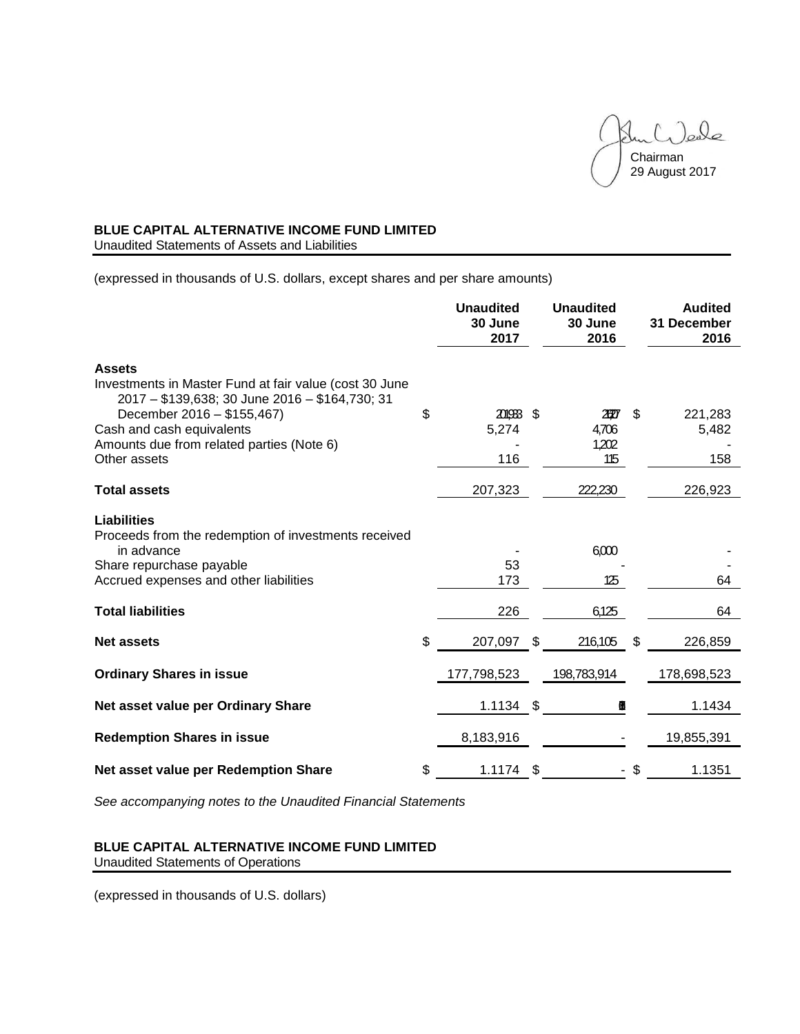Chairman
29 August 2017

**BLUE CAPITAL ALTERNATIVE INCOME FUND LIMITED**
Unaudited Statements of Assets and Liabilities

(expressed in thousands of U.S. dollars, except shares and per share amounts)

| | Unaudited 30 June 2017 | Unaudited 30 June 2016 | Audited 31 December 2016 |
|---|---|---|---|
| **Assets** | | | |
| Investments in Master Fund at fair value (cost 30 June 2017 – $139,638; 30 June 2016 – $164,730; 31 December 2016 – $155,467) | $ 201,933 | $ 216,207 | $ 221,283 |
| Cash and cash equivalents | 5,274 | 4,706 | 5,482 |
| Amounts due from related parties (Note 6) | - | 1,202 | - |
| Other assets | 116 | 115 | 158 |
| **Total assets** | 207,323 | 222,230 | 226,923 |
| **Liabilities** | | | |
| Proceeds from the redemption of investments received in advance | - | 6,000 | - |
| Share repurchase payable | 53 | - | - |
| Accrued expenses and other liabilities | 173 | 125 | 64 |
| **Total liabilities** | 226 | 6,125 | 64 |
| **Net assets** | $ 207,097 | $ 216,105 | $ 226,859 |
| **Ordinary Shares in issue** | 177,798,523 | 198,783,914 | 178,698,523 |
| **Net asset value per Ordinary Share** | 1.1134 | $ 1.0871 | 1.1434 |
| **Redemption Shares in issue** | 8,183,916 | - | 19,855,391 |
| **Net asset value per Redemption Share** | $ 1.1174 | $ - | $ 1.1351 |

*See accompanying notes to the Unaudited Financial Statements*

**BLUE CAPITAL ALTERNATIVE INCOME FUND LIMITED**
Unaudited Statements of Operations

(expressed in thousands of U.S. dollars)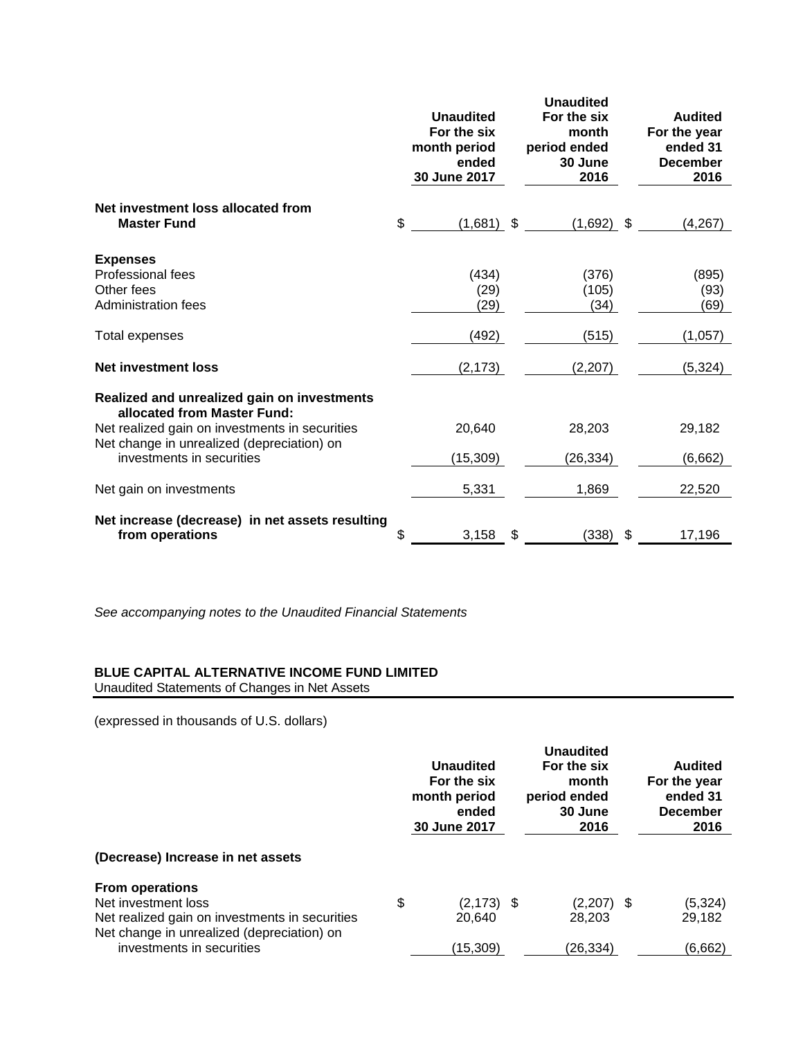| | Unaudited For the six month period ended 30 June 2017 | Unaudited For the six month period ended 30 June 2016 | Audited For the year ended 31 December 2016 |
|---|---|---|---|
| **Net investment loss allocated from Master Fund** | $ (1,681) | $ (1,692) | $ (4,267) |
| **Expenses** | | | |
| Professional fees | (434) | (376) | (895) |
| Other fees | (29) | (105) | (93) |
| Administration fees | (29) | (34) | (69) |
| Total expenses | (492) | (515) | (1,057) |
| **Net investment loss** | (2,173) | (2,207) | (5,324) |
| **Realized and unrealized gain on investments allocated from Master Fund:** | | | |
| Net realized gain on investments in securities | 20,640 | 28,203 | 29,182 |
| Net change in unrealized (depreciation) on investments in securities | (15,309) | (26,334) | (6,662) |
| Net gain on investments | 5,331 | 1,869 | 22,520 |
| **Net increase (decrease) in net assets resulting from operations** | $ 3,158 | $ (338) | $ 17,196 |

*See accompanying notes to the Unaudited Financial Statements*

**BLUE CAPITAL ALTERNATIVE INCOME FUND LIMITED**
Unaudited Statements of Changes in Net Assets

(expressed in thousands of U.S. dollars)

| | Unaudited For the six month period ended 30 June 2017 | Unaudited For the six month period ended 30 June 2016 | Audited For the year ended 31 December 2016 |
|---|---|---|---|
| **(Decrease) Increase in net assets** | | | |
| **From operations** | | | |
| Net investment loss | $ (2,173) | $ (2,207) | $ (5,324) |
| Net realized gain on investments in securities | 20,640 | 28,203 | 29,182 |
| Net change in unrealized (depreciation) on investments in securities | (15,309) | (26,334) | (6,662) |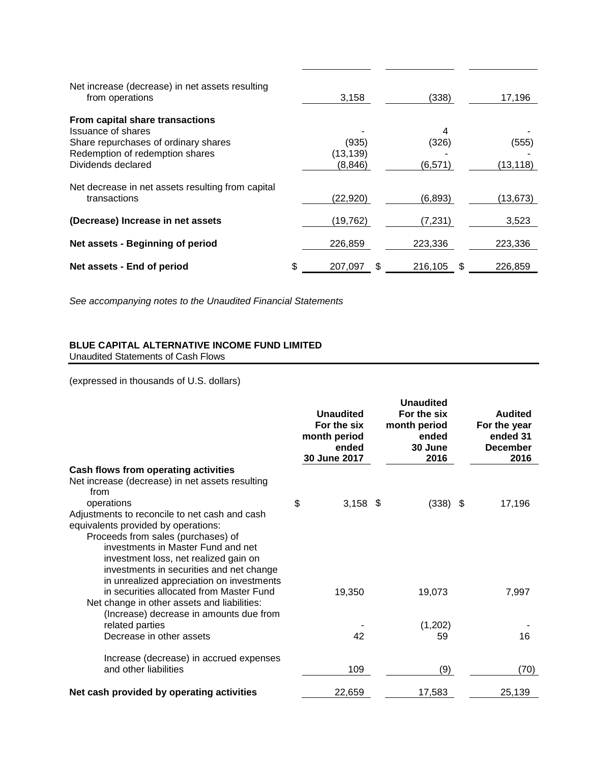| | | | |
|---|---|---|---|
| Net increase (decrease) in net assets resulting from operations | 3,158 | (338) | 17,196 |
| **From capital share transactions** | | | |
| Issuance of shares | - | 4 | - |
| Share repurchases of ordinary shares | (935) | (326) | (555) |
| Redemption of redemption shares | (13,139) | - | - |
| Dividends declared | (8,846) | (6,571) | (13,118) |
| Net decrease in net assets resulting from capital transactions | (22,920) | (6,893) | (13,673) |
| **(Decrease) Increase in net assets** | (19,762) | (7,231) | 3,523 |
| **Net assets - Beginning of period** | 226,859 | 223,336 | 223,336 |
| **Net assets - End of period** | $ 207,097 | $ 216,105 | $ 226,859 |

*See accompanying notes to the Unaudited Financial Statements*

**BLUE CAPITAL ALTERNATIVE INCOME FUND LIMITED**
Unaudited Statements of Cash Flows

(expressed in thousands of U.S. dollars)

| | **Unaudited For the six month period ended 30 June 2017** | **Unaudited For the six month period ended 30 June 2016** | **Audited For the year ended 31 December 2016** |
|---|---|---|---|
| **Cash flows from operating activities** | | | |
| Net increase (decrease) in net assets resulting from operations | $ 3,158 | $ (338) | $ 17,196 |
| Adjustments to reconcile to net cash and cash equivalents provided by operations: | | | |
| Proceeds from sales (purchases) of investments in Master Fund and net investment loss, net realized gain on investments in securities and net change in unrealized appreciation on investments in securities allocated from Master Fund | 19,350 | 19,073 | 7,997 |
| Net change in other assets and liabilities: | | | |
| (Increase) decrease in amounts due from related parties | - | (1,202) | - |
| Decrease in other assets | 42 | 59 | 16 |
| Increase (decrease) in accrued expenses and other liabilities | 109 | (9) | (70) |
| **Net cash provided by operating activities** | 22,659 | 17,583 | 25,139 |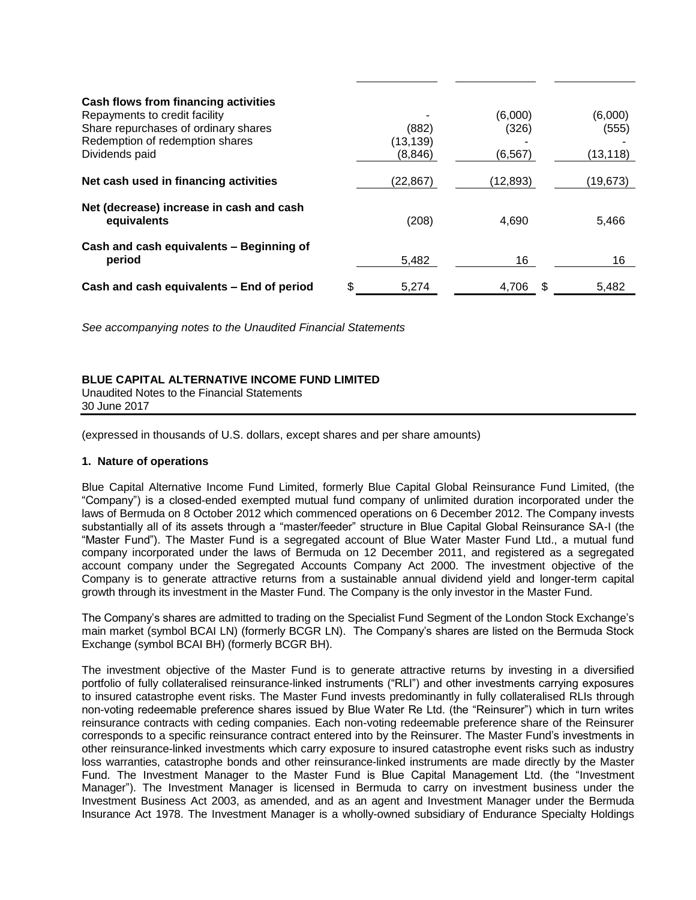| | | | |
|---|---|---|---|
| **Cash flows from financing activities** | | | |
| Repayments to credit facility | - | (6,000) | (6,000) |
| Share repurchases of ordinary shares | (882) | (326) | (555) |
| Redemption of redemption shares | (13,139) | - | - |
| Dividends paid | (8,846) | (6,567) | (13,118) |
| **Net cash used in financing activities** | (22,867) | (12,893) | (19,673) |
| **Net (decrease) increase in cash and cash equivalents** | (208) | 4,690 | 5,466 |
| **Cash and cash equivalents – Beginning of period** | 5,482 | 16 | 16 |
| **Cash and cash equivalents – End of period** | $ 5,274 | 4,706 | $ 5,482 |

*See accompanying notes to the Unaudited Financial Statements*

**BLUE CAPITAL ALTERNATIVE INCOME FUND LIMITED**
Unaudited Notes to the Financial Statements
30 June 2017

(expressed in thousands of U.S. dollars, except shares and per share amounts)

### 1. Nature of operations

Blue Capital Alternative Income Fund Limited, formerly Blue Capital Global Reinsurance Fund Limited, (the "Company") is a closed-ended exempted mutual fund company of unlimited duration incorporated under the laws of Bermuda on 8 October 2012 which commenced operations on 6 December 2012. The Company invests substantially all of its assets through a "master/feeder" structure in Blue Capital Global Reinsurance SA-I (the "Master Fund"). The Master Fund is a segregated account of Blue Water Master Fund Ltd., a mutual fund company incorporated under the laws of Bermuda on 12 December 2011, and registered as a segregated account company under the Segregated Accounts Company Act 2000. The investment objective of the Company is to generate attractive returns from a sustainable annual dividend yield and longer-term capital growth through its investment in the Master Fund. The Company is the only investor in the Master Fund.

The Company's shares are admitted to trading on the Specialist Fund Segment of the London Stock Exchange's main market (symbol BCAI LN) (formerly BCGR LN). The Company's shares are listed on the Bermuda Stock Exchange (symbol BCAI BH) (formerly BCGR BH).

The investment objective of the Master Fund is to generate attractive returns by investing in a diversified portfolio of fully collateralised reinsurance-linked instruments ("RLI") and other investments carrying exposures to insured catastrophe event risks. The Master Fund invests predominantly in fully collateralised RLIs through non-voting redeemable preference shares issued by Blue Water Re Ltd. (the "Reinsurer") which in turn writes reinsurance contracts with ceding companies. Each non-voting redeemable preference share of the Reinsurer corresponds to a specific reinsurance contract entered into by the Reinsurer. The Master Fund's investments in other reinsurance-linked investments which carry exposure to insured catastrophe event risks such as industry loss warranties, catastrophe bonds and other reinsurance-linked instruments are made directly by the Master Fund. The Investment Manager to the Master Fund is Blue Capital Management Ltd. (the "Investment Manager"). The Investment Manager is licensed in Bermuda to carry on investment business under the Investment Business Act 2003, as amended, and as an agent and Investment Manager under the Bermuda Insurance Act 1978. The Investment Manager is a wholly-owned subsidiary of Endurance Specialty Holdings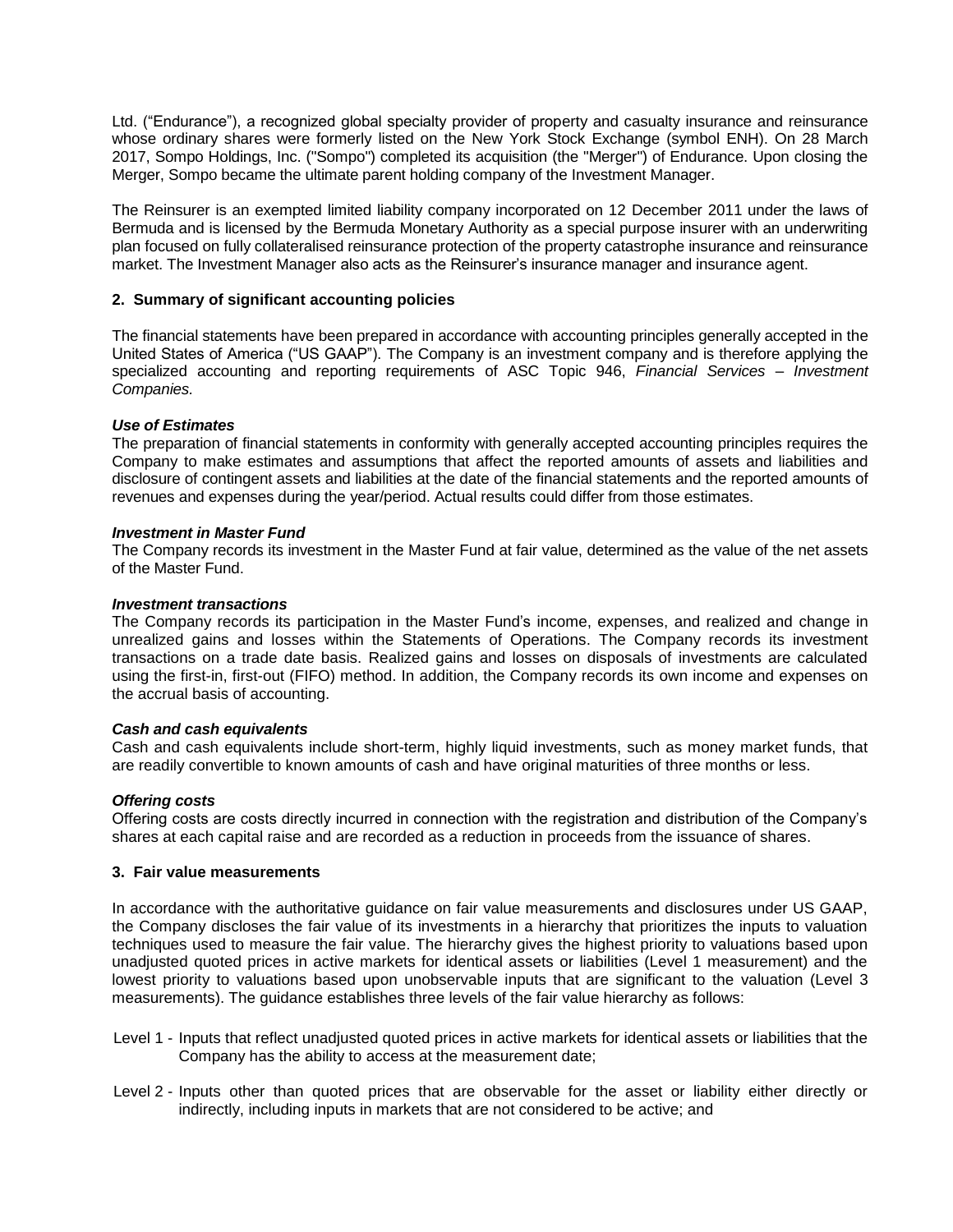Ltd. ("Endurance"), a recognized global specialty provider of property and casualty insurance and reinsurance whose ordinary shares were formerly listed on the New York Stock Exchange (symbol ENH). On 28 March 2017, Sompo Holdings, Inc. ("Sompo") completed its acquisition (the "Merger") of Endurance. Upon closing the Merger, Sompo became the ultimate parent holding company of the Investment Manager.

The Reinsurer is an exempted limited liability company incorporated on 12 December 2011 under the laws of Bermuda and is licensed by the Bermuda Monetary Authority as a special purpose insurer with an underwriting plan focused on fully collateralised reinsurance protection of the property catastrophe insurance and reinsurance market. The Investment Manager also acts as the Reinsurer's insurance manager and insurance agent.

## 2. Summary of significant accounting policies

The financial statements have been prepared in accordance with accounting principles generally accepted in the United States of America ("US GAAP"). The Company is an investment company and is therefore applying the specialized accounting and reporting requirements of ASC Topic 946, *Financial Services – Investment Companies.*

***Use of Estimates***

The preparation of financial statements in conformity with generally accepted accounting principles requires the Company to make estimates and assumptions that affect the reported amounts of assets and liabilities and disclosure of contingent assets and liabilities at the date of the financial statements and the reported amounts of revenues and expenses during the year/period. Actual results could differ from those estimates.

***Investment in Master Fund***

The Company records its investment in the Master Fund at fair value, determined as the value of the net assets of the Master Fund.

***Investment transactions***

The Company records its participation in the Master Fund's income, expenses, and realized and change in unrealized gains and losses within the Statements of Operations. The Company records its investment transactions on a trade date basis. Realized gains and losses on disposals of investments are calculated using the first-in, first-out (FIFO) method. In addition, the Company records its own income and expenses on the accrual basis of accounting.

***Cash and cash equivalents***

Cash and cash equivalents include short-term, highly liquid investments, such as money market funds, that are readily convertible to known amounts of cash and have original maturities of three months or less.

***Offering costs***

Offering costs are costs directly incurred in connection with the registration and distribution of the Company's shares at each capital raise and are recorded as a reduction in proceeds from the issuance of shares.

## 3. Fair value measurements

In accordance with the authoritative guidance on fair value measurements and disclosures under US GAAP, the Company discloses the fair value of its investments in a hierarchy that prioritizes the inputs to valuation techniques used to measure the fair value. The hierarchy gives the highest priority to valuations based upon unadjusted quoted prices in active markets for identical assets or liabilities (Level 1 measurement) and the lowest priority to valuations based upon unobservable inputs that are significant to the valuation (Level 3 measurements). The guidance establishes three levels of the fair value hierarchy as follows:

- Level 1 - Inputs that reflect unadjusted quoted prices in active markets for identical assets or liabilities that the Company has the ability to access at the measurement date;
- Level 2 - Inputs other than quoted prices that are observable for the asset or liability either directly or indirectly, including inputs in markets that are not considered to be active; and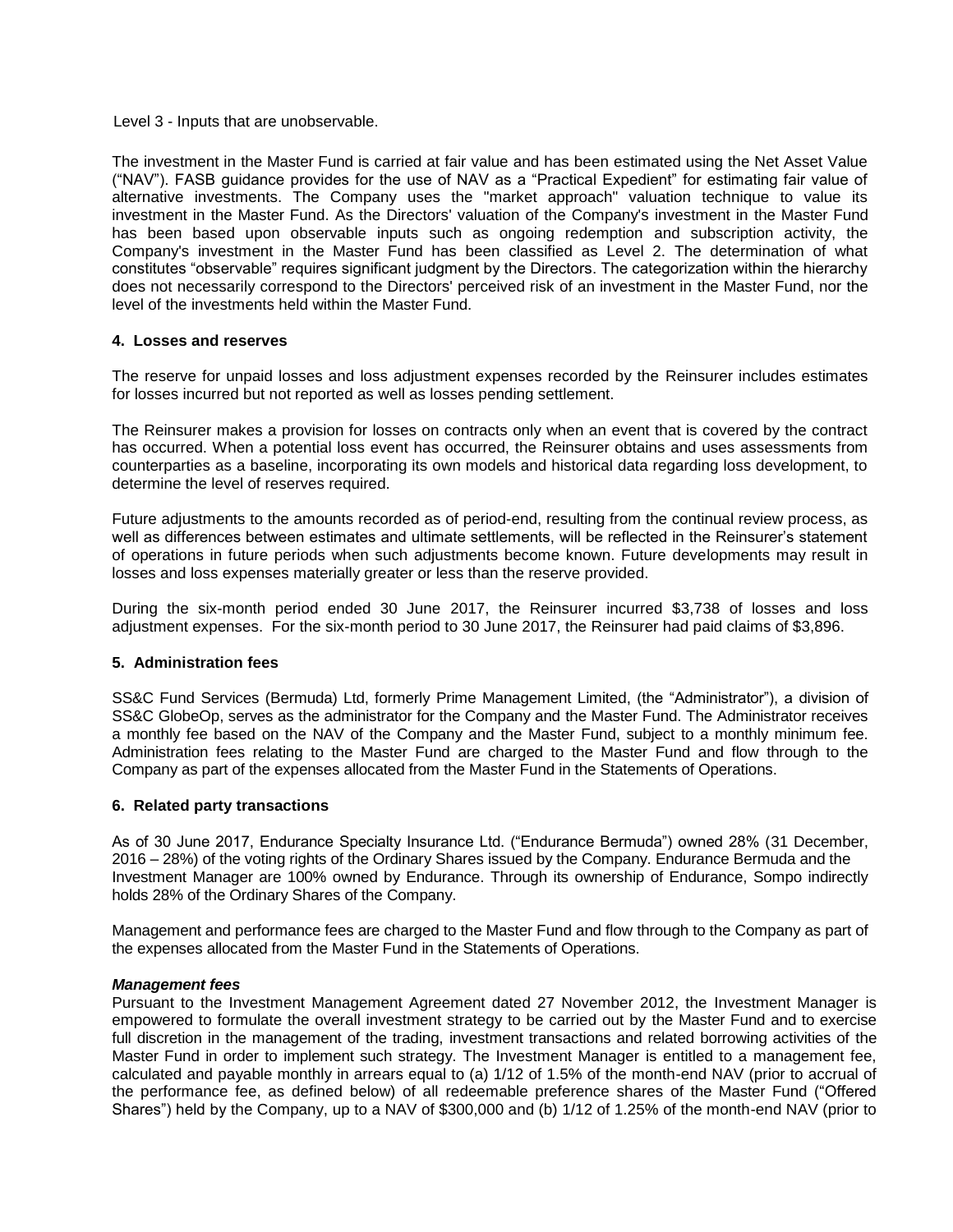Level 3 - Inputs that are unobservable.

The investment in the Master Fund is carried at fair value and has been estimated using the Net Asset Value ("NAV"). FASB guidance provides for the use of NAV as a "Practical Expedient" for estimating fair value of alternative investments. The Company uses the "market approach" valuation technique to value its investment in the Master Fund. As the Directors' valuation of the Company's investment in the Master Fund has been based upon observable inputs such as ongoing redemption and subscription activity, the Company's investment in the Master Fund has been classified as Level 2. The determination of what constitutes "observable" requires significant judgment by the Directors. The categorization within the hierarchy does not necessarily correspond to the Directors' perceived risk of an investment in the Master Fund, nor the level of the investments held within the Master Fund.

## 4. Losses and reserves

The reserve for unpaid losses and loss adjustment expenses recorded by the Reinsurer includes estimates for losses incurred but not reported as well as losses pending settlement.

The Reinsurer makes a provision for losses on contracts only when an event that is covered by the contract has occurred. When a potential loss event has occurred, the Reinsurer obtains and uses assessments from counterparties as a baseline, incorporating its own models and historical data regarding loss development, to determine the level of reserves required.

Future adjustments to the amounts recorded as of period-end, resulting from the continual review process, as well as differences between estimates and ultimate settlements, will be reflected in the Reinsurer's statement of operations in future periods when such adjustments become known. Future developments may result in losses and loss expenses materially greater or less than the reserve provided.

During the six-month period ended 30 June 2017, the Reinsurer incurred $3,738 of losses and loss adjustment expenses. For the six-month period to 30 June 2017, the Reinsurer had paid claims of $3,896.

## 5. Administration fees

SS&C Fund Services (Bermuda) Ltd, formerly Prime Management Limited, (the "Administrator"), a division of SS&C GlobeOp, serves as the administrator for the Company and the Master Fund. The Administrator receives a monthly fee based on the NAV of the Company and the Master Fund, subject to a monthly minimum fee. Administration fees relating to the Master Fund are charged to the Master Fund and flow through to the Company as part of the expenses allocated from the Master Fund in the Statements of Operations.

## 6. Related party transactions

As of 30 June 2017, Endurance Specialty Insurance Ltd. ("Endurance Bermuda") owned 28% (31 December, 2016 – 28%) of the voting rights of the Ordinary Shares issued by the Company. Endurance Bermuda and the Investment Manager are 100% owned by Endurance. Through its ownership of Endurance, Sompo indirectly holds 28% of the Ordinary Shares of the Company.

Management and performance fees are charged to the Master Fund and flow through to the Company as part of the expenses allocated from the Master Fund in the Statements of Operations.

***Management fees***

Pursuant to the Investment Management Agreement dated 27 November 2012, the Investment Manager is empowered to formulate the overall investment strategy to be carried out by the Master Fund and to exercise full discretion in the management of the trading, investment transactions and related borrowing activities of the Master Fund in order to implement such strategy. The Investment Manager is entitled to a management fee, calculated and payable monthly in arrears equal to (a) 1/12 of 1.5% of the month-end NAV (prior to accrual of the performance fee, as defined below) of all redeemable preference shares of the Master Fund ("Offered Shares") held by the Company, up to a NAV of $300,000 and (b) 1/12 of 1.25% of the month-end NAV (prior to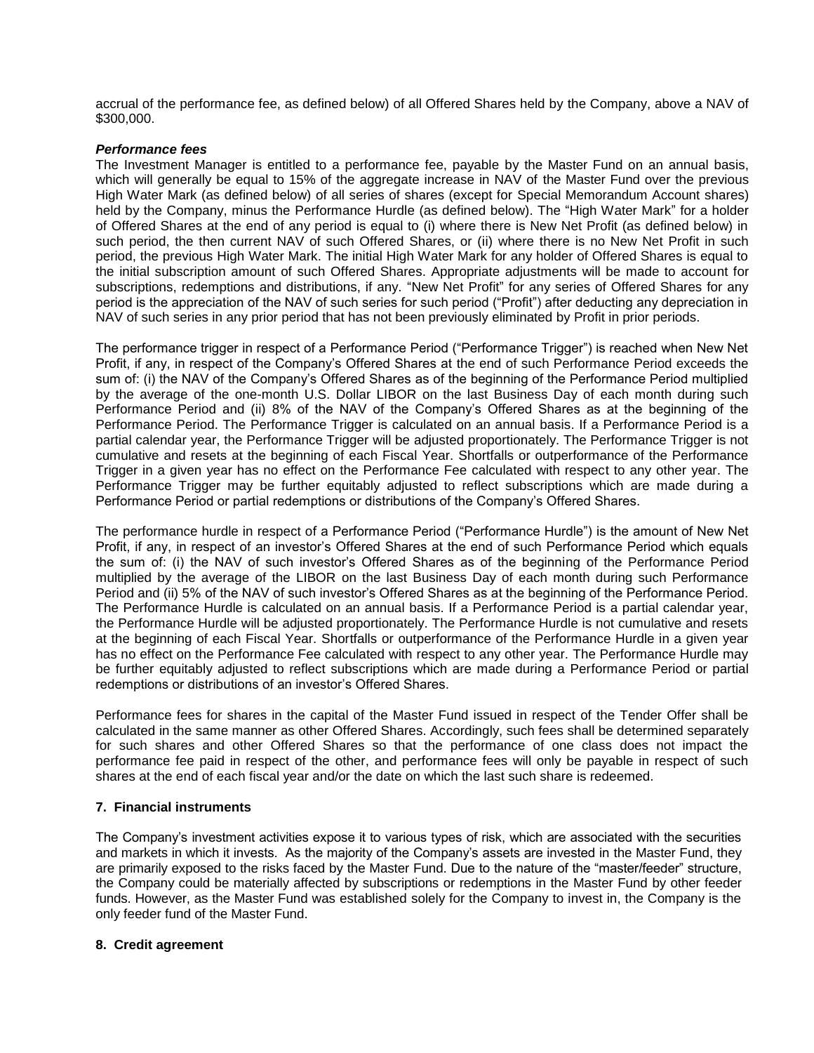accrual of the performance fee, as defined below) of all Offered Shares held by the Company, above a NAV of $300,000.

***Performance fees***

The Investment Manager is entitled to a performance fee, payable by the Master Fund on an annual basis, which will generally be equal to 15% of the aggregate increase in NAV of the Master Fund over the previous High Water Mark (as defined below) of all series of shares (except for Special Memorandum Account shares) held by the Company, minus the Performance Hurdle (as defined below). The "High Water Mark" for a holder of Offered Shares at the end of any period is equal to (i) where there is New Net Profit (as defined below) in such period, the then current NAV of such Offered Shares, or (ii) where there is no New Net Profit in such period, the previous High Water Mark. The initial High Water Mark for any holder of Offered Shares is equal to the initial subscription amount of such Offered Shares. Appropriate adjustments will be made to account for subscriptions, redemptions and distributions, if any. "New Net Profit" for any series of Offered Shares for any period is the appreciation of the NAV of such series for such period ("Profit") after deducting any depreciation in NAV of such series in any prior period that has not been previously eliminated by Profit in prior periods.

The performance trigger in respect of a Performance Period ("Performance Trigger") is reached when New Net Profit, if any, in respect of the Company's Offered Shares at the end of such Performance Period exceeds the sum of: (i) the NAV of the Company's Offered Shares as of the beginning of the Performance Period multiplied by the average of the one-month U.S. Dollar LIBOR on the last Business Day of each month during such Performance Period and (ii) 8% of the NAV of the Company's Offered Shares as at the beginning of the Performance Period. The Performance Trigger is calculated on an annual basis. If a Performance Period is a partial calendar year, the Performance Trigger will be adjusted proportionately. The Performance Trigger is not cumulative and resets at the beginning of each Fiscal Year. Shortfalls or outperformance of the Performance Trigger in a given year has no effect on the Performance Fee calculated with respect to any other year. The Performance Trigger may be further equitably adjusted to reflect subscriptions which are made during a Performance Period or partial redemptions or distributions of the Company's Offered Shares.

The performance hurdle in respect of a Performance Period ("Performance Hurdle") is the amount of New Net Profit, if any, in respect of an investor's Offered Shares at the end of such Performance Period which equals the sum of: (i) the NAV of such investor's Offered Shares as of the beginning of the Performance Period multiplied by the average of the LIBOR on the last Business Day of each month during such Performance Period and (ii) 5% of the NAV of such investor's Offered Shares as at the beginning of the Performance Period. The Performance Hurdle is calculated on an annual basis. If a Performance Period is a partial calendar year, the Performance Hurdle will be adjusted proportionately. The Performance Hurdle is not cumulative and resets at the beginning of each Fiscal Year. Shortfalls or outperformance of the Performance Hurdle in a given year has no effect on the Performance Fee calculated with respect to any other year. The Performance Hurdle may be further equitably adjusted to reflect subscriptions which are made during a Performance Period or partial redemptions or distributions of an investor's Offered Shares.

Performance fees for shares in the capital of the Master Fund issued in respect of the Tender Offer shall be calculated in the same manner as other Offered Shares. Accordingly, such fees shall be determined separately for such shares and other Offered Shares so that the performance of one class does not impact the performance fee paid in respect of the other, and performance fees will only be payable in respect of such shares at the end of each fiscal year and/or the date on which the last such share is redeemed.

**7. Financial instruments**

The Company's investment activities expose it to various types of risk, which are associated with the securities and markets in which it invests. As the majority of the Company's assets are invested in the Master Fund, they are primarily exposed to the risks faced by the Master Fund. Due to the nature of the "master/feeder" structure, the Company could be materially affected by subscriptions or redemptions in the Master Fund by other feeder funds. However, as the Master Fund was established solely for the Company to invest in, the Company is the only feeder fund of the Master Fund.

**8. Credit agreement**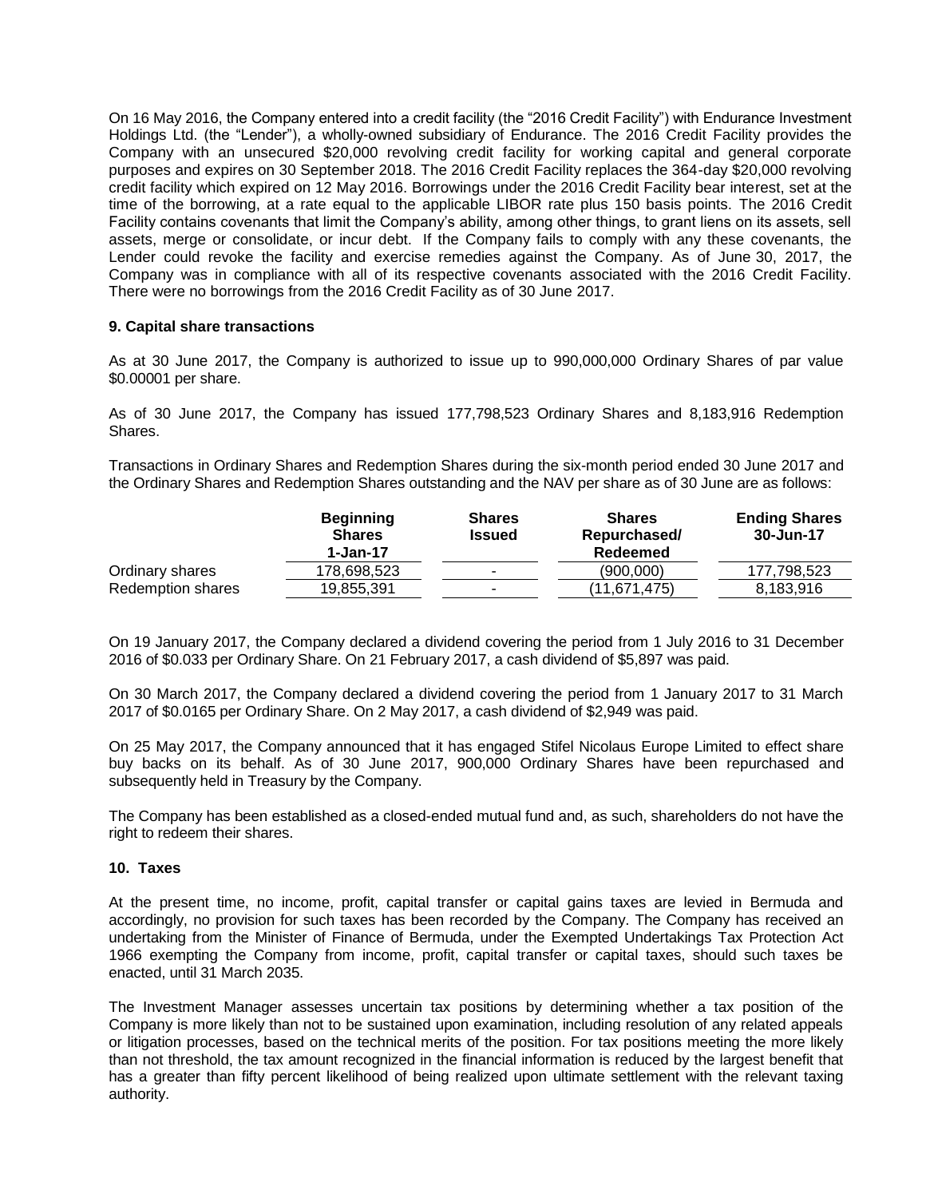On 16 May 2016, the Company entered into a credit facility (the "2016 Credit Facility") with Endurance Investment Holdings Ltd. (the "Lender"), a wholly-owned subsidiary of Endurance. The 2016 Credit Facility provides the Company with an unsecured $20,000 revolving credit facility for working capital and general corporate purposes and expires on 30 September 2018. The 2016 Credit Facility replaces the 364-day $20,000 revolving credit facility which expired on 12 May 2016. Borrowings under the 2016 Credit Facility bear interest, set at the time of the borrowing, at a rate equal to the applicable LIBOR rate plus 150 basis points. The 2016 Credit Facility contains covenants that limit the Company's ability, among other things, to grant liens on its assets, sell assets, merge or consolidate, or incur debt. If the Company fails to comply with any these covenants, the Lender could revoke the facility and exercise remedies against the Company. As of June 30, 2017, the Company was in compliance with all of its respective covenants associated with the 2016 Credit Facility. There were no borrowings from the 2016 Credit Facility as of 30 June 2017.

**9. Capital share transactions**

As at 30 June 2017, the Company is authorized to issue up to 990,000,000 Ordinary Shares of par value $0.00001 per share.

As of 30 June 2017, the Company has issued 177,798,523 Ordinary Shares and 8,183,916 Redemption Shares.

Transactions in Ordinary Shares and Redemption Shares during the six-month period ended 30 June 2017 and the Ordinary Shares and Redemption Shares outstanding and the NAV per share as of 30 June are as follows:

| | Beginning Shares 1-Jan-17 | Shares Issued | Shares Repurchased/ Redeemed | Ending Shares 30-Jun-17 |
|---|---|---|---|---|
| Ordinary shares | 178,698,523 | - | (900,000) | 177,798,523 |
| Redemption shares | 19,855,391 | - | (11,671,475) | 8,183,916 |

On 19 January 2017, the Company declared a dividend covering the period from 1 July 2016 to 31 December 2016 of $0.033 per Ordinary Share. On 21 February 2017, a cash dividend of $5,897 was paid.

On 30 March 2017, the Company declared a dividend covering the period from 1 January 2017 to 31 March 2017 of $0.0165 per Ordinary Share. On 2 May 2017, a cash dividend of $2,949 was paid.

On 25 May 2017, the Company announced that it has engaged Stifel Nicolaus Europe Limited to effect share buy backs on its behalf. As of 30 June 2017, 900,000 Ordinary Shares have been repurchased and subsequently held in Treasury by the Company.

The Company has been established as a closed-ended mutual fund and, as such, shareholders do not have the right to redeem their shares.

**10. Taxes**

At the present time, no income, profit, capital transfer or capital gains taxes are levied in Bermuda and accordingly, no provision for such taxes has been recorded by the Company. The Company has received an undertaking from the Minister of Finance of Bermuda, under the Exempted Undertakings Tax Protection Act 1966 exempting the Company from income, profit, capital transfer or capital taxes, should such taxes be enacted, until 31 March 2035.

The Investment Manager assesses uncertain tax positions by determining whether a tax position of the Company is more likely than not to be sustained upon examination, including resolution of any related appeals or litigation processes, based on the technical merits of the position. For tax positions meeting the more likely than not threshold, the tax amount recognized in the financial information is reduced by the largest benefit that has a greater than fifty percent likelihood of being realized upon ultimate settlement with the relevant taxing authority.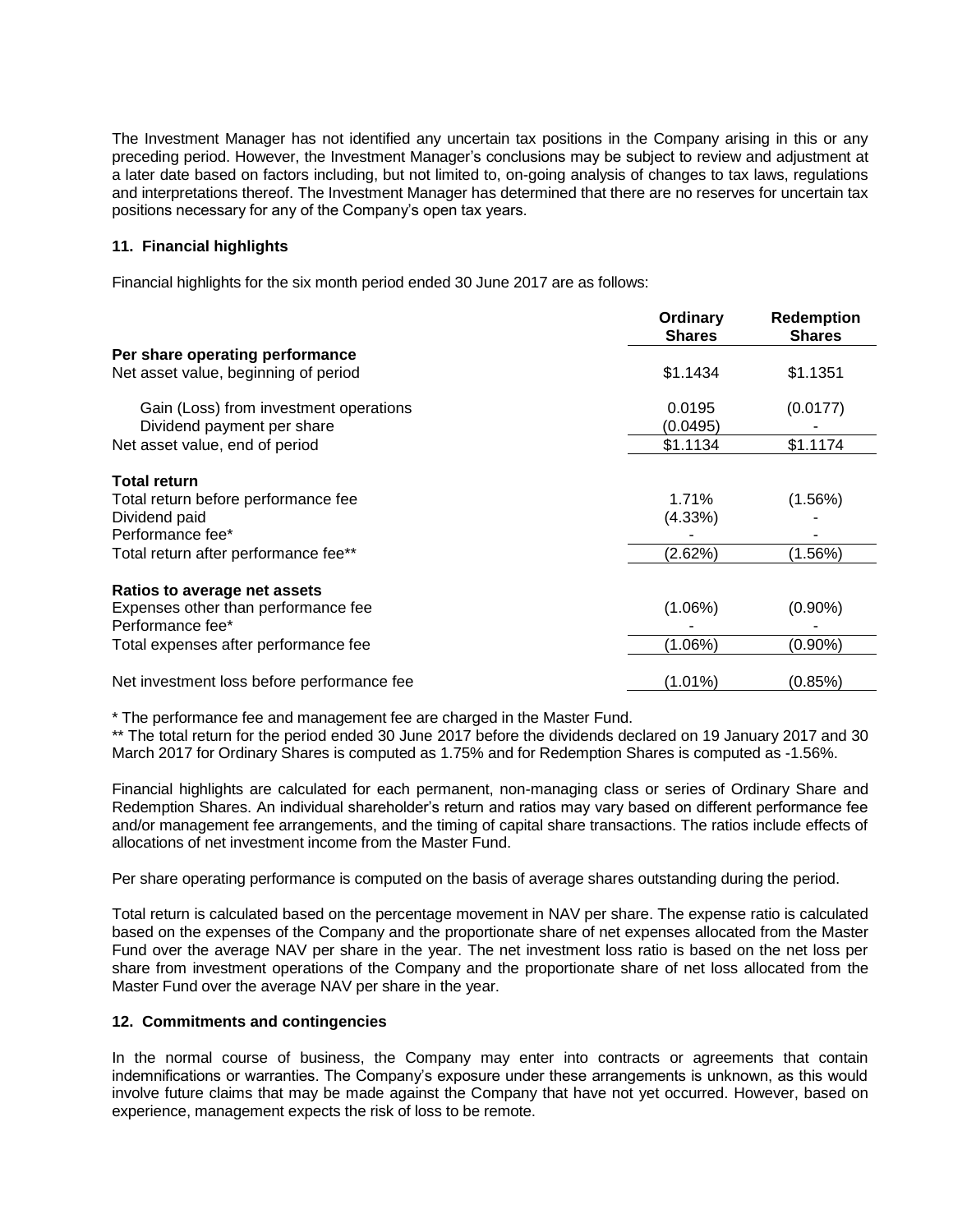The Investment Manager has not identified any uncertain tax positions in the Company arising in this or any preceding period. However, the Investment Manager's conclusions may be subject to review and adjustment at a later date based on factors including, but not limited to, on-going analysis of changes to tax laws, regulations and interpretations thereof. The Investment Manager has determined that there are no reserves for uncertain tax positions necessary for any of the Company's open tax years.

### 11. Financial highlights

Financial highlights for the six month period ended 30 June 2017 are as follows:

| | Ordinary Shares | Redemption Shares |
|---|---|---|
| **Per share operating performance** | | |
| Net asset value, beginning of period | \$1.1434 | \$1.1351 |
| Gain (Loss) from investment operations | 0.0195 | (0.0177) |
| Dividend payment per share | (0.0495) | - |
| Net asset value, end of period | \$1.1134 | \$1.1174 |
| **Total return** | | |
| Total return before performance fee | 1.71% | (1.56%) |
| Dividend paid | (4.33%) | - |
| Performance fee* | - | - |
| Total return after performance fee** | (2.62%) | (1.56%) |
| **Ratios to average net assets** | | |
| Expenses other than performance fee | (1.06%) | (0.90%) |
| Performance fee* | - | - |
| Total expenses after performance fee | (1.06%) | (0.90%) |
| Net investment loss before performance fee | (1.01%) | (0.85%) |

\* The performance fee and management fee are charged in the Master Fund.

\*\* The total return for the period ended 30 June 2017 before the dividends declared on 19 January 2017 and 30 March 2017 for Ordinary Shares is computed as 1.75% and for Redemption Shares is computed as -1.56%.

Financial highlights are calculated for each permanent, non-managing class or series of Ordinary Share and Redemption Shares. An individual shareholder's return and ratios may vary based on different performance fee and/or management fee arrangements, and the timing of capital share transactions. The ratios include effects of allocations of net investment income from the Master Fund.

Per share operating performance is computed on the basis of average shares outstanding during the period.

Total return is calculated based on the percentage movement in NAV per share. The expense ratio is calculated based on the expenses of the Company and the proportionate share of net expenses allocated from the Master Fund over the average NAV per share in the year. The net investment loss ratio is based on the net loss per share from investment operations of the Company and the proportionate share of net loss allocated from the Master Fund over the average NAV per share in the year.

### 12. Commitments and contingencies

In the normal course of business, the Company may enter into contracts or agreements that contain indemnifications or warranties. The Company's exposure under these arrangements is unknown, as this would involve future claims that may be made against the Company that have not yet occurred. However, based on experience, management expects the risk of loss to be remote.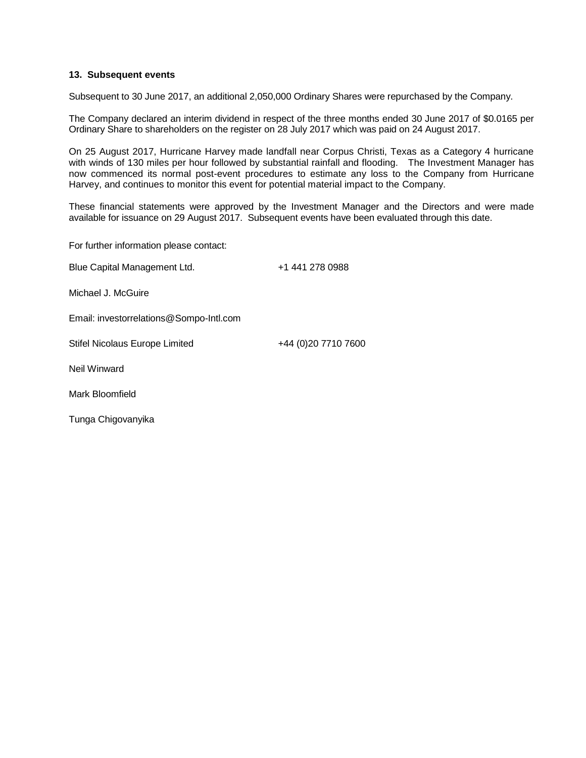**13. Subsequent events**

Subsequent to 30 June 2017, an additional 2,050,000 Ordinary Shares were repurchased by the Company.

The Company declared an interim dividend in respect of the three months ended 30 June 2017 of $0.0165 per Ordinary Share to shareholders on the register on 28 July 2017 which was paid on 24 August 2017.

On 25 August 2017, Hurricane Harvey made landfall near Corpus Christi, Texas as a Category 4 hurricane with winds of 130 miles per hour followed by substantial rainfall and flooding. The Investment Manager has now commenced its normal post-event procedures to estimate any loss to the Company from Hurricane Harvey, and continues to monitor this event for potential material impact to the Company.

These financial statements were approved by the Investment Manager and the Directors and were made available for issuance on 29 August 2017. Subsequent events have been evaluated through this date.

For further information please contact:

Blue Capital Management Ltd. +1 441 278 0988

Michael J. McGuire

Email: investorrelations@Sompo-Intl.com

Stifel Nicolaus Europe Limited +44 (0)20 7710 7600

Neil Winward

Mark Bloomfield

Tunga Chigovanyika